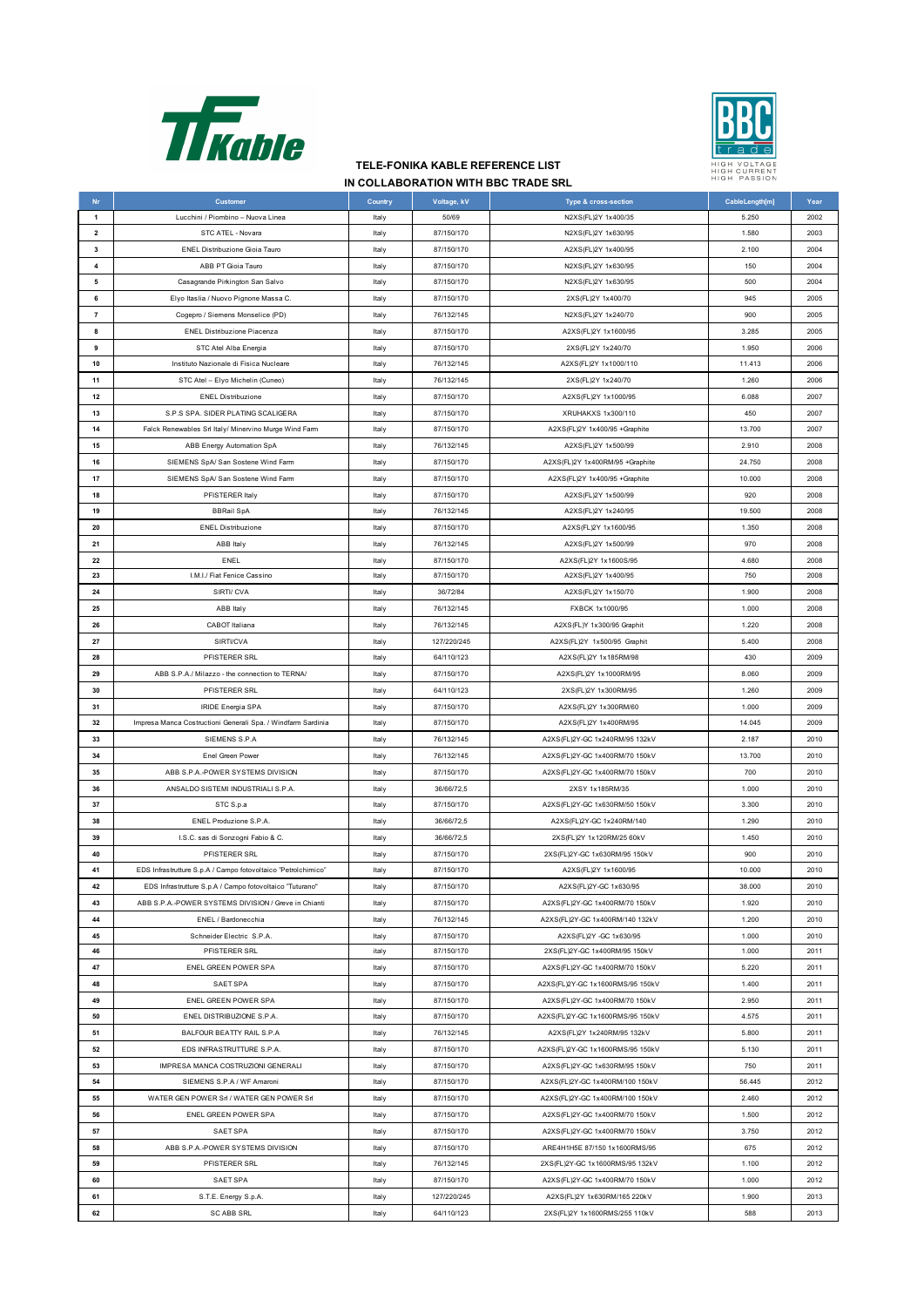# TELE-FONIKA KABLE REFERENCE LIST
## IN COLLABORATION WITH BBC TRADE SRL

| Nr | Customer | Country | Voltage, kV | Type & cross-section | CableLength[m] | Year |
|---|---|---|---|---|---|---|
| 1 | Lucchini / Piombino – Nuova Linea | Italy | 50/69 | N2XS(FL)2Y 1x400/35 | 5.250 | 2002 |
| 2 | STC ATEL - Novara | Italy | 87/150/170 | N2XS(FL)2Y 1x630/95 | 1.580 | 2003 |
| 3 | ENEL Distribuzione Gioia Tauro | Italy | 87/150/170 | A2XS(FL)2Y 1x400/95 | 2.100 | 2004 |
| 4 | ABB PT Gioia Tauro | Italy | 87/150/170 | N2XS(FL)2Y 1x630/95 | 150 | 2004 |
| 5 | Casagrande Pirkington San Salvo | Italy | 87/150/170 | N2XS(FL)2Y 1x630/95 | 500 | 2004 |
| 6 | Elyo Itaslia / Nuovo Pignone Massa C. | Italy | 87/150/170 | 2XS(FL)2Y 1x400/70 | 945 | 2005 |
| 7 | Cogepro / Siemens Monselice (PD) | Italy | 76/132/145 | N2XS(FL)2Y 1x240/70 | 900 | 2005 |
| 8 | ENEL Distribuzione Piacenza | Italy | 87/150/170 | A2XS(FL)2Y 1x1600/95 | 3.285 | 2005 |
| 9 | STC Atel Alba Energia | Italy | 87/150/170 | 2XS(FL)2Y 1x240/70 | 1.950 | 2006 |
| 10 | Instituto Nazionale di Fisica Nucleare | Italy | 76/132/145 | A2XS(FL)2Y 1x1000/110 | 11.413 | 2006 |
| 11 | STC Atel – Elyo Michelin (Cuneo) | Italy | 76/132/145 | 2XS(FL)2Y 1x240/70 | 1.260 | 2006 |
| 12 | ENEL Distribuzione | Italy | 87/150/170 | A2XS(FL)2Y 1x1000/95 | 6.088 | 2007 |
| 13 | S.P.S SPA. SIDER PLATING SCALIGERA | Italy | 87/150/170 | XRUHAKXS 1x300/110 | 450 | 2007 |
| 14 | Falck Renewables Srl Italy/ Minervino Murge Wind Farm | Italy | 87/150/170 | A2XS(FL)2Y 1x400/95 +Graphite | 13.700 | 2007 |
| 15 | ABB Energy Automation SpA | Italy | 76/132/145 | A2XS(FL)2Y 1x500/99 | 2.910 | 2008 |
| 16 | SIEMENS SpA/ San Sostene Wind Farm | Italy | 87/150/170 | A2XS(FL)2Y 1x400RM/95 +Graphite | 24.750 | 2008 |
| 17 | SIEMENS SpA/ San Sostene Wind Farm | Italy | 87/150/170 | A2XS(FL)2Y 1x400/95 +Graphite | 10.000 | 2008 |
| 18 | PFISTERER Italy | Italy | 87/150/170 | A2XS(FL)2Y 1x500/99 | 920 | 2008 |
| 19 | BBRail SpA | Italy | 76/132/145 | A2XS(FL)2Y 1x240/95 | 19.500 | 2008 |
| 20 | ENEL Distribuzione | Italy | 87/150/170 | A2XS(FL)2Y 1x1600/95 | 1.350 | 2008 |
| 21 | ABB Italy | Italy | 76/132/145 | A2XS(FL)2Y 1x500/99 | 970 | 2008 |
| 22 | ENEL | Italy | 87/150/170 | A2XS(FL)2Y 1x1600S/95 | 4.680 | 2008 |
| 23 | I.M.I./ Fiat Fenice Cassino | Italy | 87/150/170 | A2XS(FL)2Y 1x400/95 | 750 | 2008 |
| 24 | SIRTI/ CVA | Italy | 36/72/84 | A2XS(FL)2Y 1x150/70 | 1.900 | 2008 |
| 25 | ABB Italy | Italy | 76/132/145 | FXBCK 1x1000/95 | 1.000 | 2008 |
| 26 | CABOT Italiana | Italy | 76/132/145 | A2XS(FL)Y 1x300/95 Graphit | 1.220 | 2008 |
| 27 | SIRTI/CVA | Italy | 127/220/245 | A2XS(FL)2Y 1x500/95 Graphit | 5.400 | 2008 |
| 28 | PFISTERER SRL | Italy | 64/110/123 | A2XS(FL)2Y 1x185RM/98 | 430 | 2009 |
| 29 | ABB S.P.A./ Milazzo - the connection to TERNA/ | Italy | 87/150/170 | A2XS(FL)2Y 1x1000RM/95 | 8.060 | 2009 |
| 30 | PFISTERER SRL | Italy | 64/110/123 | 2XS(FL)2Y 1x300RM/95 | 1.260 | 2009 |
| 31 | IRIDE Energia SPA | Italy | 87/150/170 | A2XS(FL)2Y 1x300RM/60 | 1.000 | 2009 |
| 32 | Impresa Manca Costructioni Generali Spa. / Windfarm Sardinia | Italy | 87/150/170 | A2XS(FL)2Y 1x400RM/95 | 14.045 | 2009 |
| 33 | SIEMENS S.P.A | Italy | 76/132/145 | A2XS(FL)2Y-GC 1x240RM/95 132kV | 2.187 | 2010 |
| 34 | Enel Green Power | Italy | 76/132/145 | A2XS(FL)2Y-GC 1x400RM/70 150kV | 13.700 | 2010 |
| 35 | ABB S.P.A.-POWER SYSTEMS DIVISION | Italy | 87/150/170 | A2XS(FL)2Y-GC 1x400RM/70 150kV | 700 | 2010 |
| 36 | ANSALDO SISTEMI INDUSTRIALI S.P.A. | Italy | 36/66/72,5 | 2XSY 1x185RM/35 | 1.000 | 2010 |
| 37 | STC S.p.a | Italy | 87/150/170 | A2XS(FL)2Y-GC 1x630RM/50 150kV | 3.300 | 2010 |
| 38 | ENEL Produzione S.P.A. | Italy | 36/66/72,5 | A2XS(FL)2Y-GC 1x240RM/140 | 1.290 | 2010 |
| 39 | I.S.C. sas di Sonzogni Fabio & C. | Italy | 36/66/72,5 | 2XS(FL)2Y 1x120RM/25 60kV | 1.450 | 2010 |
| 40 | PFISTERER SRL | Italy | 87/150/170 | 2XS(FL)2Y-GC 1x630RM/95 150kV | 900 | 2010 |
| 41 | EDS Infrastrutture S.p.A / Campo fotovoltaico "Petrolchimico" | Italy | 87/150/170 | A2XS(FL)2Y 1x1600/95 | 10.000 | 2010 |
| 42 | EDS Infrastrutture S.p.A / Campo fotovoltaico "Tuturano" | Italy | 87/150/170 | A2XS(FL)2Y-GC 1x630/95 | 38.000 | 2010 |
| 43 | ABB S.P.A.-POWER SYSTEMS DIVISION / Greve in Chianti | Italy | 87/150/170 | A2XS(FL)2Y-GC 1x400RM/70 150kV | 1.920 | 2010 |
| 44 | ENEL / Bardonecchia | Italy | 76/132/145 | A2XS(FL)2Y-GC 1x400RM/140 132kV | 1.200 | 2010 |
| 45 | Schneider Electric S.P.A. | Italy | 87/150/170 | A2XS(FL)2Y -GC 1x630/95 | 1.000 | 2010 |
| 46 | PFISTERER SRL | italy | 87/150/170 | 2XS(FL)2Y-GC 1x400RM/95 150kV | 1.000 | 2011 |
| 47 | ENEL GREEN POWER SPA | Italy | 87/150/170 | A2XS(FL)2Y-GC 1x400RM/70 150kV | 5.220 | 2011 |
| 48 | SAET SPA | Italy | 87/150/170 | A2XS(FL)2Y-GC 1x1600RMS/95 150kV | 1.400 | 2011 |
| 49 | ENEL GREEN POWER SPA | Italy | 87/150/170 | A2XS(FL)2Y-GC 1x400RM/70 150kV | 2.950 | 2011 |
| 50 | ENEL DISTRIBUZIONE S.P.A. | Italy | 87/150/170 | A2XS(FL)2Y-GC 1x1600RMS/95 150kV | 4.575 | 2011 |
| 51 | BALFOUR BEATTY RAIL S.P.A | Italy | 76/132/145 | A2XS(FL)2Y 1x240RM/95 132kV | 5.800 | 2011 |
| 52 | EDS INFRASTRUTTURE S.P.A. | Italy | 87/150/170 | A2XS(FL)2Y-GC 1x1600RMS/95 150kV | 5.130 | 2011 |
| 53 | IMPRESA MANCA COSTRUZIONI GENERALI | Italy | 87/150/170 | A2XS(FL)2Y-GC 1x630RM/95 150kV | 750 | 2011 |
| 54 | SIEMENS S.P.A / WF Amaroni | Italy | 87/150/170 | A2XS(FL)2Y-GC 1x400RM/100 150kV | 56.445 | 2012 |
| 55 | WATER GEN POWER Srl / WATER GEN POWER Srl | Italy | 87/150/170 | A2XS(FL)2Y-GC 1x400RM/100 150kV | 2.460 | 2012 |
| 56 | ENEL GREEN POWER SPA | Italy | 87/150/170 | A2XS(FL)2Y-GC 1x400RM/70 150kV | 1.500 | 2012 |
| 57 | SAET SPA | Italy | 87/150/170 | A2XS(FL)2Y-GC 1x400RM/70 150kV | 3.750 | 2012 |
| 58 | ABB S.P.A.-POWER SYSTEMS DIVISION | Italy | 87/150/170 | ARE4H1H5E 87/150 1x1600RMS/95 | 675 | 2012 |
| 59 | PFISTERER SRL | Italy | 76/132/145 | 2XS(FL)2Y-GC 1x1600RMS/95 132kV | 1.100 | 2012 |
| 60 | SAET SPA | Italy | 87/150/170 | A2XS(FL)2Y-GC 1x400RM/70 150kV | 1.000 | 2012 |
| 61 | S.T.E. Energy S.p.A. | Italy | 127/220/245 | A2XS(FL)2Y 1x630RM/165 220kV | 1.900 | 2013 |
| 62 | SC ABB SRL | Italy | 64/110/123 | 2XS(FL)2Y 1x1600RMS/255 110kV | 588 | 2013 |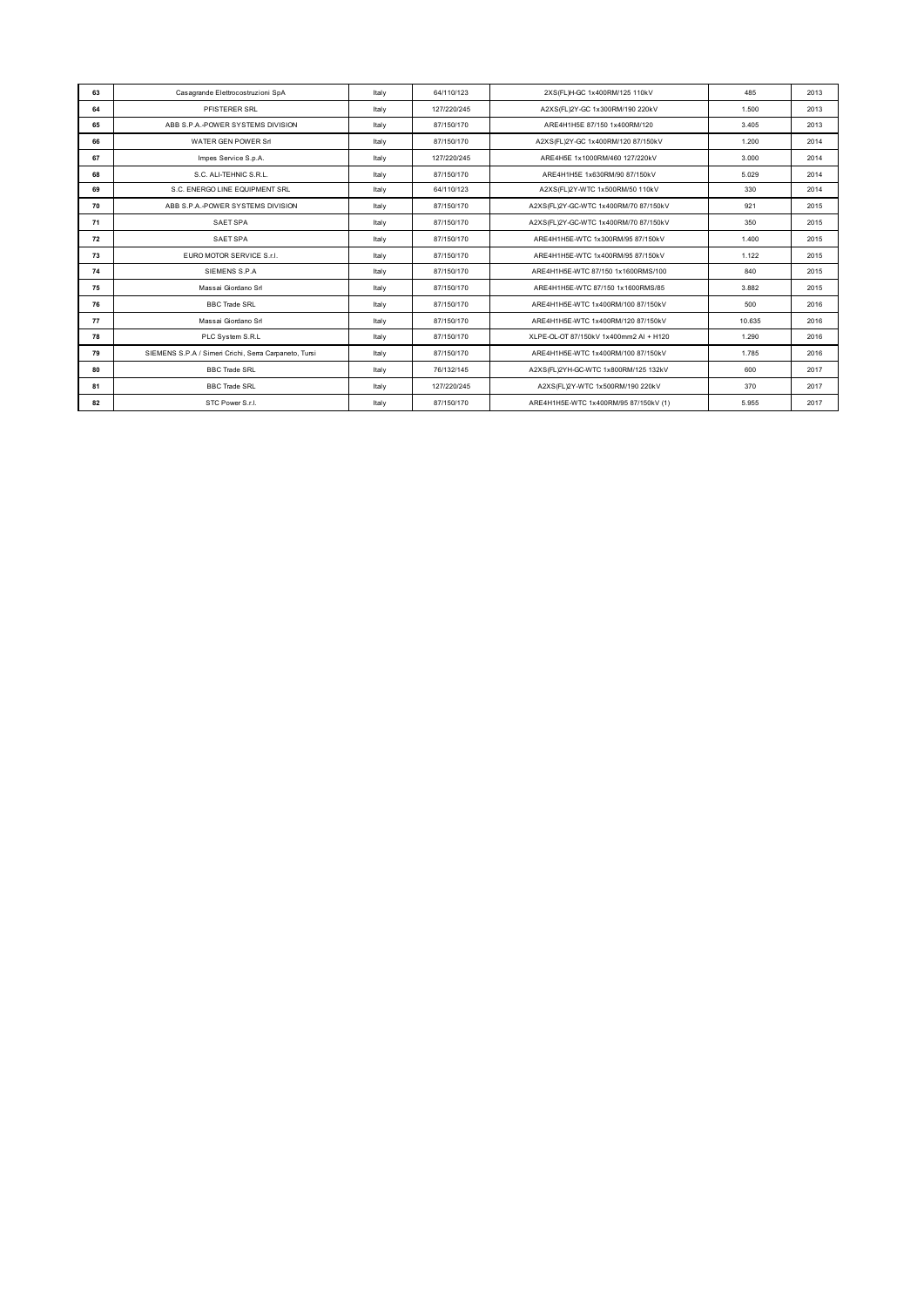| | | | | | | |
|---|---|---|---|---|---|---|
| **63** | Casagrande Elettrocostruzioni SpA | Italy | 64/110/123 | 2XS(FL)H-GC 1x400RM/125 110kV | 485 | 2013 |
| **64** | PFISTERER SRL | Italy | 127/220/245 | A2XS(FL)2Y-GC 1x300RM/190 220kV | 1.500 | 2013 |
| **65** | ABB S.P.A.-POWER SYSTEMS DIVISION | Italy | 87/150/170 | ARE4H1H5E 87/150 1x400RM/120 | 3.405 | 2013 |
| **66** | WATER GEN POWER Srl | Italy | 87/150/170 | A2XS(FL)2Y-GC 1x400RM/120 87/150kV | 1.200 | 2014 |
| **67** | Impes Service S.p.A. | Italy | 127/220/245 | ARE4H5E 1x1000RM/460 127/220kV | 3.000 | 2014 |
| **68** | S.C. ALI-TEHNIC S.R.L. | Italy | 87/150/170 | ARE4H1H5E 1x630RM/90 87/150kV | 5.029 | 2014 |
| **69** | S.C. ENERGO LINE EQUIPMENT SRL | Italy | 64/110/123 | A2XS(FL)2Y-WTC 1x500RM/50 110kV | 330 | 2014 |
| **70** | ABB S.P.A.-POWER SYSTEMS DIVISION | Italy | 87/150/170 | A2XS(FL)2Y-GC-WTC 1x400RM/70 87/150kV | 921 | 2015 |
| **71** | SAET SPA | Italy | 87/150/170 | A2XS(FL)2Y-GC-WTC 1x400RM/70 87/150kV | 350 | 2015 |
| **72** | SAET SPA | Italy | 87/150/170 | ARE4H1H5E-WTC 1x300RM/95 87/150kV | 1.400 | 2015 |
| **73** | EURO MOTOR SERVICE S.r.l. | Italy | 87/150/170 | ARE4H1H5E-WTC 1x400RM/95 87/150kV | 1.122 | 2015 |
| **74** | SIEMENS S.P.A | Italy | 87/150/170 | ARE4H1H5E-WTC 87/150 1x1600RMS/100 | 840 | 2015 |
| **75** | Massai Giordano Srl | Italy | 87/150/170 | ARE4H1H5E-WTC 87/150 1x1600RMS/85 | 3.882 | 2015 |
| **76** | BBC Trade SRL | Italy | 87/150/170 | ARE4H1H5E-WTC 1x400RM/100 87/150kV | 500 | 2016 |
| **77** | Massai Giordano Srl | Italy | 87/150/170 | ARE4H1H5E-WTC 1x400RM/120 87/150kV | 10.635 | 2016 |
| **78** | PLC System S.R.L | Italy | 87/150/170 | XLPE-OL-OT 87/150kV 1x400mm2 Al + H120 | 1.290 | 2016 |
| **79** | SIEMENS S.P.A / Simeri Crichi, Serra Carpaneto, Tursi | Italy | 87/150/170 | ARE4H1H5E-WTC 1x400RM/100 87/150kV | 1.785 | 2016 |
| **80** | BBC Trade SRL | Italy | 76/132/145 | A2XS(FL)2YH-GC-WTC 1x800RM/125 132kV | 600 | 2017 |
| **81** | BBC Trade SRL | Italy | 127/220/245 | A2XS(FL)2Y-WTC 1x500RM/190 220kV | 370 | 2017 |
| **82** | STC Power S.r.l. | Italy | 87/150/170 | ARE4H1H5E-WTC 1x400RM/95 87/150kV (1) | 5.955 | 2017 |